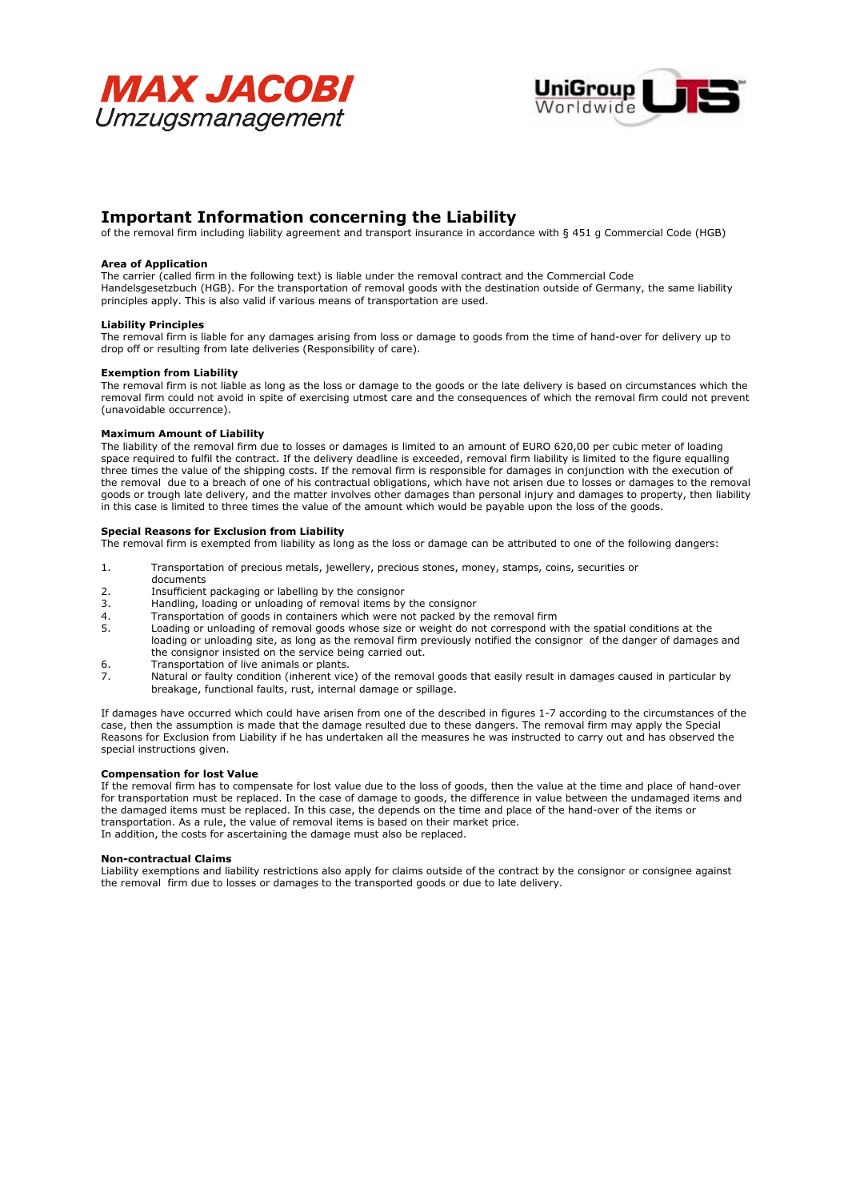MAX JACOBI
Umzugsmanagement

UniGroup Worldwide UTS

# Important Information concerning the Liability

of the removal firm including liability agreement and transport insurance in accordance with § 451 g Commercial Code (HGB)

**Area of Application**
The carrier (called firm in the following text) is liable under the removal contract and the Commercial Code Handelsgesetzbuch (HGB). For the transportation of removal goods with the destination outside of Germany, the same liability principles apply. This is also valid if various means of transportation are used.

**Liability Principles**
The removal firm is liable for any damages arising from loss or damage to goods from the time of hand-over for delivery up to drop off or resulting from late deliveries (Responsibility of care).

**Exemption from Liability**
The removal firm is not liable as long as the loss or damage to the goods or the late delivery is based on circumstances which the removal firm could not avoid in spite of exercising utmost care and the consequences of which the removal firm could not prevent (unavoidable occurrence).

**Maximum Amount of Liability**
The liability of the removal firm due to losses or damages is limited to an amount of EURO 620,00 per cubic meter of loading space required to fulfil the contract. If the delivery deadline is exceeded, removal firm liability is limited to the figure equalling three times the value of the shipping costs. If the removal firm is responsible for damages in conjunction with the execution of the removal due to a breach of one of his contractual obligations, which have not arisen due to losses or damages to the removal goods or trough late delivery, and the matter involves other damages than personal injury and damages to property, then liability in this case is limited to three times the value of the amount which would be payable upon the loss of the goods.

**Special Reasons for Exclusion from Liability**
The removal firm is exempted from liability as long as the loss or damage can be attributed to one of the following dangers:

1. Transportation of precious metals, jewellery, precious stones, money, stamps, coins, securities or documents
2. Insufficient packaging or labelling by the consignor
3. Handling, loading or unloading of removal items by the consignor
4. Transportation of goods in containers which were not packed by the removal firm
5. Loading or unloading of removal goods whose size or weight do not correspond with the spatial conditions at the loading or unloading site, as long as the removal firm previously notified the consignor of the danger of damages and the consignor insisted on the service being carried out.
6. Transportation of live animals or plants.
7. Natural or faulty condition (inherent vice) of the removal goods that easily result in damages caused in particular by breakage, functional faults, rust, internal damage or spillage.

If damages have occurred which could have arisen from one of the described in figures 1-7 according to the circumstances of the case, then the assumption is made that the damage resulted due to these dangers. The removal firm may apply the Special Reasons for Exclusion from Liability if he has undertaken all the measures he was instructed to carry out and has observed the special instructions given.

**Compensation for lost Value**
If the removal firm has to compensate for lost value due to the loss of goods, then the value at the time and place of hand-over for transportation must be replaced. In the case of damage to goods, the difference in value between the undamaged items and the damaged items must be replaced. In this case, the depends on the time and place of the hand-over of the items or transportation. As a rule, the value of removal items is based on their market price.
In addition, the costs for ascertaining the damage must also be replaced.

**Non-contractual Claims**
Liability exemptions and liability restrictions also apply for claims outside of the contract by the consignor or consignee against the removal firm due to losses or damages to the transported goods or due to late delivery.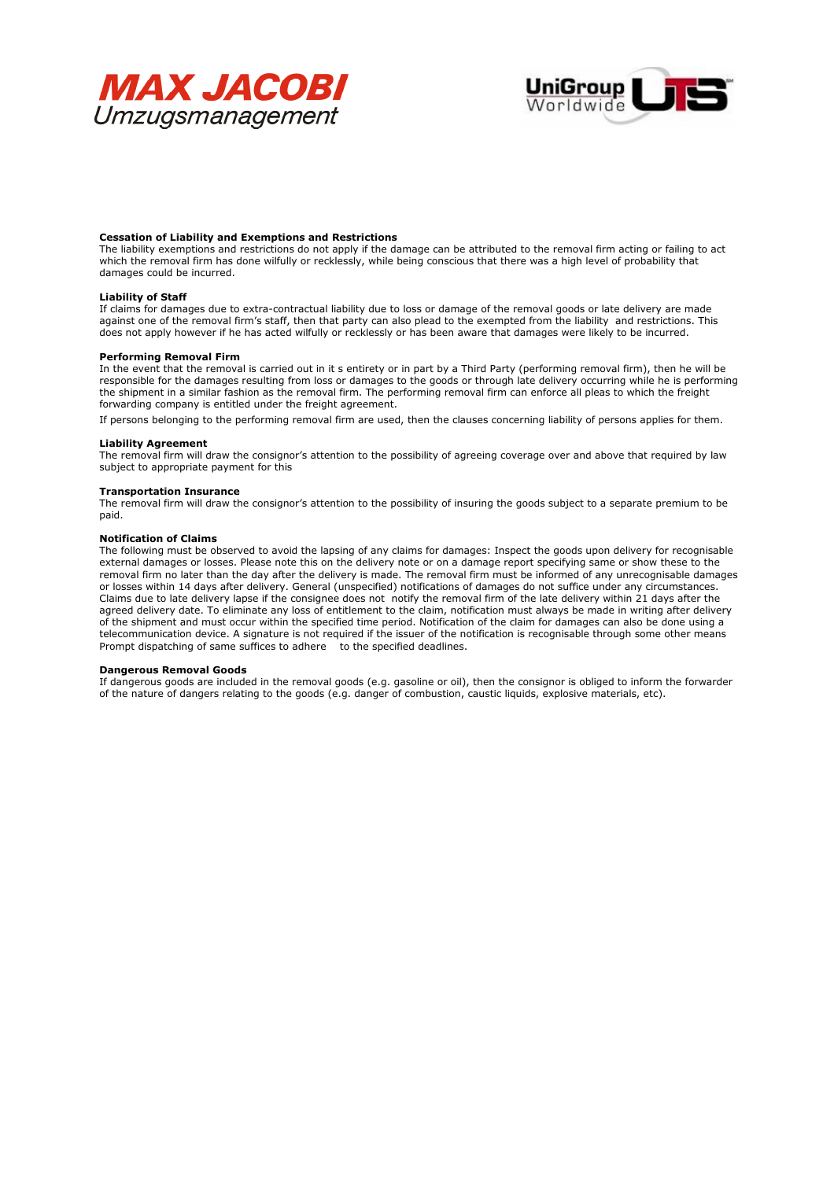**MAX JACOBI**
*Umzugsmanagement*

UniGroup Worldwide UTS

**Cessation of Liability and Exemptions and Restrictions**

The liability exemptions and restrictions do not apply if the damage can be attributed to the removal firm acting or failing to act which the removal firm has done wilfully or recklessly, while being conscious that there was a high level of probability that damages could be incurred.

**Liability of Staff**

If claims for damages due to extra-contractual liability due to loss or damage of the removal goods or late delivery are made against one of the removal firm's staff, then that party can also plead to the exempted from the liability and restrictions. This does not apply however if he has acted wilfully or recklessly or has been aware that damages were likely to be incurred.

**Performing Removal Firm**

In the event that the removal is carried out in it s entirety or in part by a Third Party (performing removal firm), then he will be responsible for the damages resulting from loss or damages to the goods or through late delivery occurring while he is performing the shipment in a similar fashion as the removal firm. The performing removal firm can enforce all pleas to which the freight forwarding company is entitled under the freight agreement.

If persons belonging to the performing removal firm are used, then the clauses concerning liability of persons applies for them.

**Liability Agreement**

The removal firm will draw the consignor's attention to the possibility of agreeing coverage over and above that required by law subject to appropriate payment for this

**Transportation Insurance**

The removal firm will draw the consignor's attention to the possibility of insuring the goods subject to a separate premium to be paid.

**Notification of Claims**

The following must be observed to avoid the lapsing of any claims for damages: Inspect the goods upon delivery for recognisable external damages or losses. Please note this on the delivery note or on a damage report specifying same or show these to the removal firm no later than the day after the delivery is made. The removal firm must be informed of any unrecognisable damages or losses within 14 days after delivery. General (unspecified) notifications of damages do not suffice under any circumstances. Claims due to late delivery lapse if the consignee does not notify the removal firm of the late delivery within 21 days after the agreed delivery date. To eliminate any loss of entitlement to the claim, notification must always be made in writing after delivery of the shipment and must occur within the specified time period. Notification of the claim for damages can also be done using a telecommunication device. A signature is not required if the issuer of the notification is recognisable through some other means Prompt dispatching of same suffices to adhere to the specified deadlines.

**Dangerous Removal Goods**

If dangerous goods are included in the removal goods (e.g. gasoline or oil), then the consignor is obliged to inform the forwarder of the nature of dangers relating to the goods (e.g. danger of combustion, caustic liquids, explosive materials, etc).